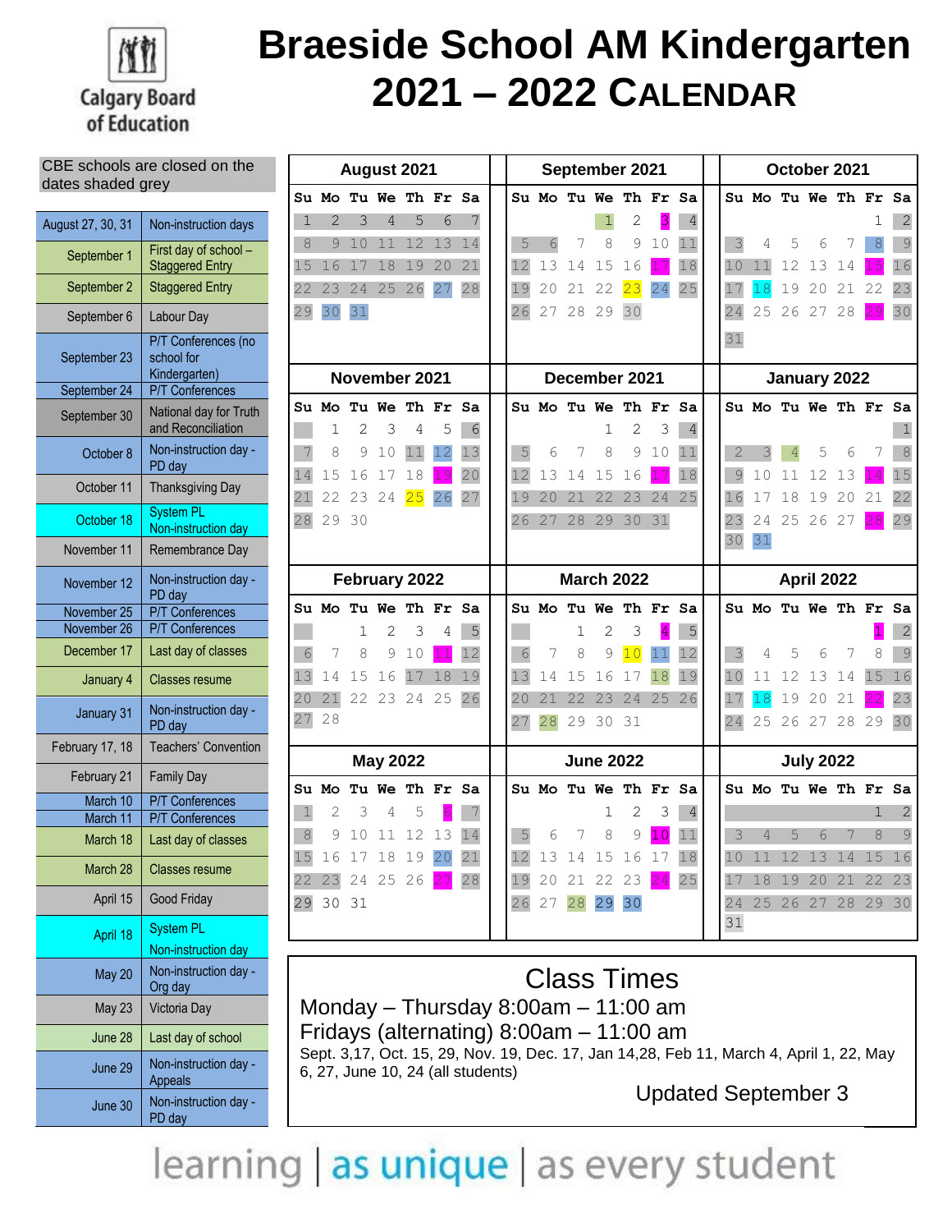# Braeside School AM Kindergarten 2021 – 2022 Calendar

Calgary Board of Education

CBE schools are closed on the dates shaded grey

| Date | Event |
|---|---|
| August 27, 30, 31 | Non-instruction days |
| September 1 | First day of school – Staggered Entry |
| September 2 | Staggered Entry |
| September 6 | Labour Day |
| September 23 | P/T Conferences (no school for Kindergarten) |
| September 24 | P/T Conferences |
| September 30 | National day for Truth and Reconciliation |
| October 8 | Non-instruction day - PD day |
| October 11 | Thanksgiving Day |
| October 18 | System PL Non-instruction day |
| November 11 | Remembrance Day |
| November 12 | Non-instruction day - PD day |
| November 25 | P/T Conferences |
| November 26 | P/T Conferences |
| December 17 | Last day of classes |
| January 4 | Classes resume |
| January 31 | Non-instruction day - PD day |
| February 17, 18 | Teachers' Convention |
| February 21 | Family Day |
| March 10 | P/T Conferences |
| March 11 | P/T Conferences |
| March 18 | Last day of classes |
| March 28 | Classes resume |
| April 15 | Good Friday |
| April 18 | System PL Non-instruction day |
| May 20 | Non-instruction day - Org day |
| May 23 | Victoria Day |
| June 28 | Last day of school |
| June 29 | Non-instruction day - Appeals |
| June 30 | Non-instruction day - PD day |

### August 2021

| Su | Mo | Tu | We | Th | Fr | Sa |
|---|---|---|---|---|---|---|
| 1 | 2 | 3 | 4 | 5 | 6 | 7 |
| 8 | 9 | 10 | 11 | 12 | 13 | 14 |
| 15 | 16 | 17 | 18 | 19 | 20 | 21 |
| 22 | 23 | 24 | 25 | 26 | 27 | 28 |
| 29 | 30 | 31 | | | | |

### September 2021

| Su | Mo | Tu | We | Th | Fr | Sa |
|---|---|---|---|---|---|---|
| | | | 1 | 2 | 3 | 4 |
| 5 | 6 | 7 | 8 | 9 | 10 | 11 |
| 12 | 13 | 14 | 15 | 16 | 17 | 18 |
| 19 | 20 | 21 | 22 | 23 | 24 | 25 |
| 26 | 27 | 28 | 29 | 30 | | |

### October 2021

| Su | Mo | Tu | We | Th | Fr | Sa |
|---|---|---|---|---|---|---|
| | | | | | 1 | 2 |
| 3 | 4 | 5 | 6 | 7 | 8 | 9 |
| 10 | 11 | 12 | 13 | 14 | 15 | 16 |
| 17 | 18 | 19 | 20 | 21 | 22 | 23 |
| 24 | 25 | 26 | 27 | 28 | 29 | 30 |
| 31 | | | | | | |

### November 2021

| Su | Mo | Tu | We | Th | Fr | Sa |
|---|---|---|---|---|---|---|
| | 1 | 2 | 3 | 4 | 5 | 6 |
| 7 | 8 | 9 | 10 | 11 | 12 | 13 |
| 14 | 15 | 16 | 17 | 18 | 19 | 20 |
| 21 | 22 | 23 | 24 | 25 | 26 | 27 |
| 28 | 29 | 30 | | | | |

### December 2021

| Su | Mo | Tu | We | Th | Fr | Sa |
|---|---|---|---|---|---|---|
| | | | 1 | 2 | 3 | 4 |
| 5 | 6 | 7 | 8 | 9 | 10 | 11 |
| 12 | 13 | 14 | 15 | 16 | 17 | 18 |
| 19 | 20 | 21 | 22 | 23 | 24 | 25 |
| 26 | 27 | 28 | 29 | 30 | 31 | |

### January 2022

| Su | Mo | Tu | We | Th | Fr | Sa |
|---|---|---|---|---|---|---|
| | | | | | | 1 |
| 2 | 3 | 4 | 5 | 6 | 7 | 8 |
| 9 | 10 | 11 | 12 | 13 | 14 | 15 |
| 16 | 17 | 18 | 19 | 20 | 21 | 22 |
| 23 | 24 | 25 | 26 | 27 | 28 | 29 |
| 30 | 31 | | | | | |

### February 2022

| Su | Mo | Tu | We | Th | Fr | Sa |
|---|---|---|---|---|---|---|
| | | 1 | 2 | 3 | 4 | 5 |
| 6 | 7 | 8 | 9 | 10 | 11 | 12 |
| 13 | 14 | 15 | 16 | 17 | 18 | 19 |
| 20 | 21 | 22 | 23 | 24 | 25 | 26 |
| 27 | 28 | | | | | |

### March 2022

| Su | Mo | Tu | We | Th | Fr | Sa |
|---|---|---|---|---|---|---|
| | | 1 | 2 | 3 | 4 | 5 |
| 6 | 7 | 8 | 9 | 10 | 11 | 12 |
| 13 | 14 | 15 | 16 | 17 | 18 | 19 |
| 20 | 21 | 22 | 23 | 24 | 25 | 26 |
| 27 | 28 | 29 | 30 | 31 | | |

### April 2022

| Su | Mo | Tu | We | Th | Fr | Sa |
|---|---|---|---|---|---|---|
| | | | | | 1 | 2 |
| 3 | 4 | 5 | 6 | 7 | 8 | 9 |
| 10 | 11 | 12 | 13 | 14 | 15 | 16 |
| 17 | 18 | 19 | 20 | 21 | 22 | 23 |
| 24 | 25 | 26 | 27 | 28 | 29 | 30 |

### May 2022

| Su | Mo | Tu | We | Th | Fr | Sa |
|---|---|---|---|---|---|---|
| 1 | 2 | 3 | 4 | 5 | 6 | 7 |
| 8 | 9 | 10 | 11 | 12 | 13 | 14 |
| 15 | 16 | 17 | 18 | 19 | 20 | 21 |
| 22 | 23 | 24 | 25 | 26 | 27 | 28 |
| 29 | 30 | 31 | | | | |

### June 2022

| Su | Mo | Tu | We | Th | Fr | Sa |
|---|---|---|---|---|---|---|
| | | | 1 | 2 | 3 | 4 |
| 5 | 6 | 7 | 8 | 9 | 10 | 11 |
| 12 | 13 | 14 | 15 | 16 | 17 | 18 |
| 19 | 20 | 21 | 22 | 23 | 24 | 25 |
| 26 | 27 | 28 | 29 | 30 | | |

### July 2022

| Su | Mo | Tu | We | Th | Fr | Sa |
|---|---|---|---|---|---|---|
| | | | | | 1 | 2 |
| 3 | 4 | 5 | 6 | 7 | 8 | 9 |
| 10 | 11 | 12 | 13 | 14 | 15 | 16 |
| 17 | 18 | 19 | 20 | 21 | 22 | 23 |
| 24 | 25 | 26 | 27 | 28 | 29 | 30 |
| 31 | | | | | | |

## Class Times

Monday – Thursday 8:00am – 11:00 am

Fridays (alternating) 8:00am – 11:00 am

Sept. 3,17, Oct. 15, 29, Nov. 19, Dec. 17, Jan 14,28, Feb 11, March 4, April 1, 22, May 6, 27, June 10, 24 (all students)

Updated September 3

learning | as unique | as every student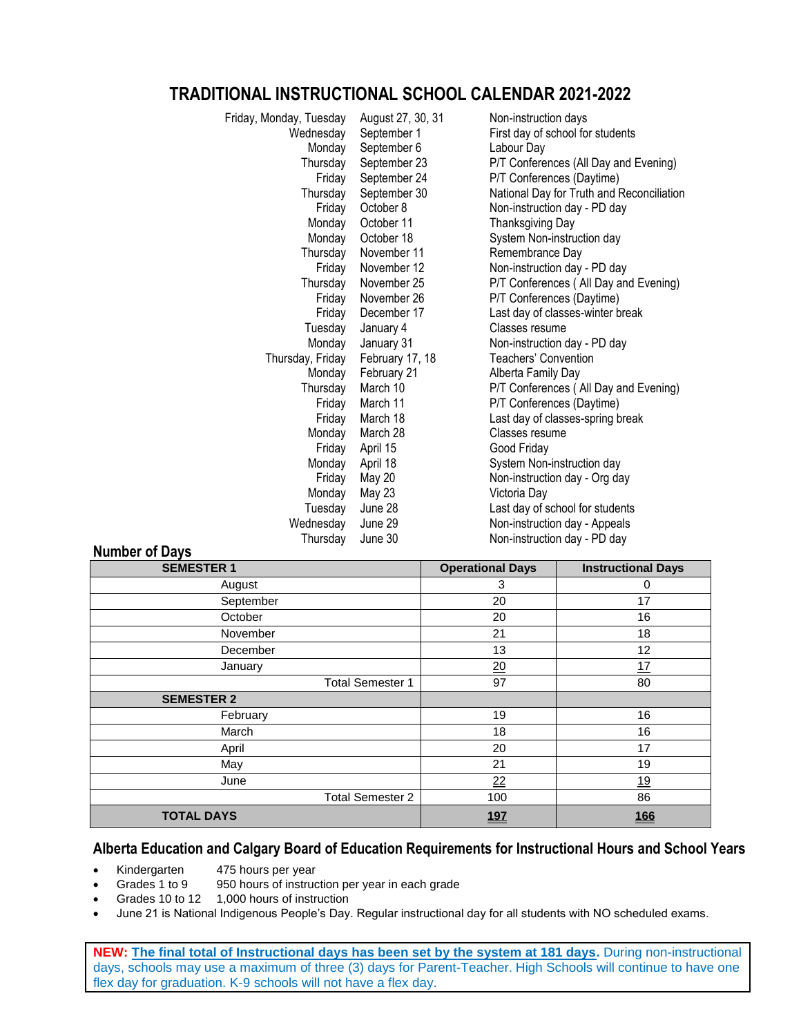# TRADITIONAL INSTRUCTIONAL SCHOOL CALENDAR 2021-2022

| | | |
|---|---|---|
| Friday, Monday, Tuesday | August 27, 30, 31 | Non-instruction days |
| Wednesday | September 1 | First day of school for students |
| Monday | September 6 | Labour Day |
| Thursday | September 23 | P/T Conferences (All Day and Evening) |
| Friday | September 24 | P/T Conferences (Daytime) |
| Thursday | September 30 | National Day for Truth and Reconciliation |
| Friday | October 8 | Non-instruction day - PD day |
| Monday | October 11 | Thanksgiving Day |
| Monday | October 18 | System Non-instruction day |
| Thursday | November 11 | Remembrance Day |
| Friday | November 12 | Non-instruction day - PD day |
| Thursday | November 25 | P/T Conferences ( All Day and Evening) |
| Friday | November 26 | P/T Conferences (Daytime) |
| Friday | December 17 | Last day of classes-winter break |
| Tuesday | January 4 | Classes resume |
| Monday | January 31 | Non-instruction day - PD day |
| Thursday, Friday | February 17, 18 | Teachers' Convention |
| Monday | February 21 | Alberta Family Day |
| Thursday | March 10 | P/T Conferences ( All Day and Evening) |
| Friday | March 11 | P/T Conferences (Daytime) |
| Friday | March 18 | Last day of classes-spring break |
| Monday | March 28 | Classes resume |
| Friday | April 15 | Good Friday |
| Monday | April 18 | System Non-instruction day |
| Friday | May 20 | Non-instruction day - Org day |
| Monday | May 23 | Victoria Day |
| Tuesday | June 28 | Last day of school for students |
| Wednesday | June 29 | Non-instruction day - Appeals |
| Thursday | June 30 | Non-instruction day - PD day |

## Number of Days

| SEMESTER 1 | Operational Days | Instructional Days |
|---|---|---|
| August | 3 | 0 |
| September | 20 | 17 |
| October | 20 | 16 |
| November | 21 | 18 |
| December | 13 | 12 |
| January | 20 | 17 |
| Total Semester 1 | 97 | 80 |
| **SEMESTER 2** | | |
| February | 19 | 16 |
| March | 18 | 16 |
| April | 20 | 17 |
| May | 21 | 19 |
| June | 22 | 19 |
| Total Semester 2 | 100 | 86 |
| **TOTAL DAYS** | **197** | **166** |

## Alberta Education and Calgary Board of Education Requirements for Instructional Hours and School Years

- Kindergarten 475 hours per year
- Grades 1 to 9 950 hours of instruction per year in each grade
- Grades 10 to 12 1,000 hours of instruction
- June 21 is National Indigenous People's Day. Regular instructional day for all students with NO scheduled exams.

**NEW: The final total of Instructional days has been set by the system at 181 days.** During non-instructional days, schools may use a maximum of three (3) days for Parent-Teacher. High Schools will continue to have one flex day for graduation. K-9 schools will not have a flex day.